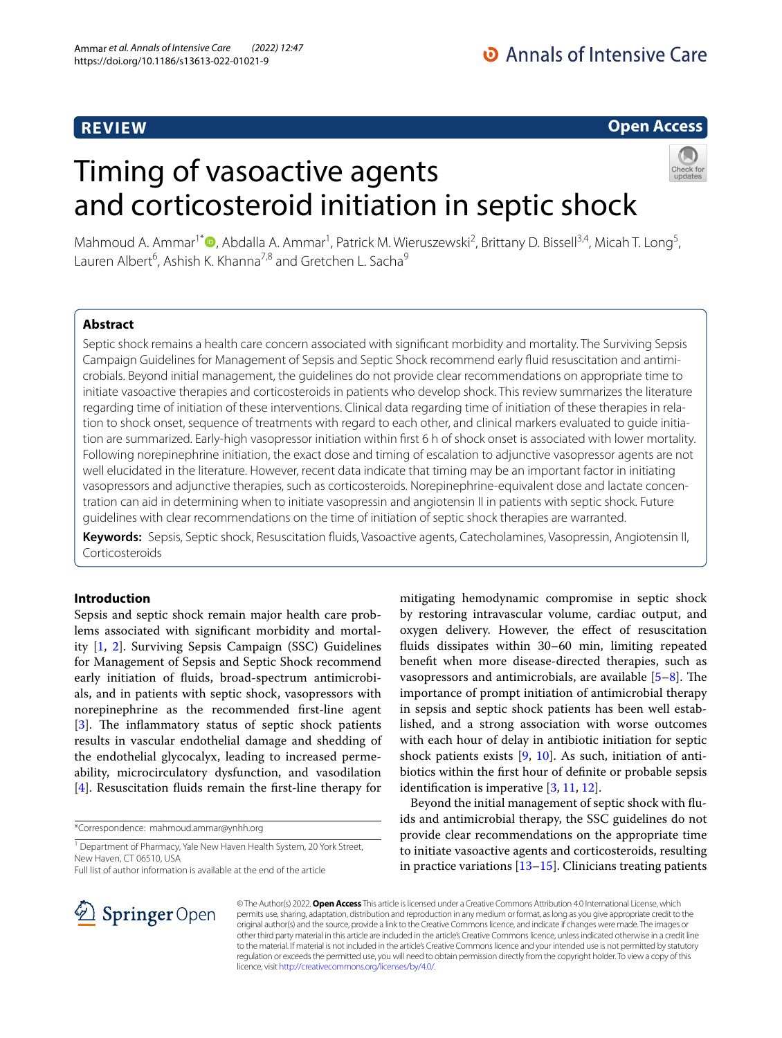REVIEW

Open Access

# Timing of vasoactive agents and corticosteroid initiation in septic shock

Mahmoud A. Ammar[1*], Abdalla A. Ammar[1], Patrick M. Wieruszewski[2], Brittany D. Bissell[3,4], Micah T. Long[5], Lauren Albert[6], Ashish K. Khanna[7,8] and Gretchen L. Sacha[9]

## Abstract

Septic shock remains a health care concern associated with significant morbidity and mortality. The Surviving Sepsis Campaign Guidelines for Management of Sepsis and Septic Shock recommend early fluid resuscitation and antimicrobials. Beyond initial management, the guidelines do not provide clear recommendations on appropriate time to initiate vasoactive therapies and corticosteroids in patients who develop shock. This review summarizes the literature regarding time of initiation of these interventions. Clinical data regarding time of initiation of these therapies in relation to shock onset, sequence of treatments with regard to each other, and clinical markers evaluated to guide initiation are summarized. Early-high vasopressor initiation within first 6 h of shock onset is associated with lower mortality. Following norepinephrine initiation, the exact dose and timing of escalation to adjunctive vasopressor agents are not well elucidated in the literature. However, recent data indicate that timing may be an important factor in initiating vasopressors and adjunctive therapies, such as corticosteroids. Norepinephrine-equivalent dose and lactate concentration can aid in determining when to initiate vasopressin and angiotensin II in patients with septic shock. Future guidelines with clear recommendations on the time of initiation of septic shock therapies are warranted.

**Keywords:** Sepsis, Septic shock, Resuscitation fluids, Vasoactive agents, Catecholamines, Vasopressin, Angiotensin II, Corticosteroids

## Introduction

Sepsis and septic shock remain major health care problems associated with significant morbidity and mortality [1, 2]. Surviving Sepsis Campaign (SSC) Guidelines for Management of Sepsis and Septic Shock recommend early initiation of fluids, broad-spectrum antimicrobials, and in patients with septic shock, vasopressors with norepinephrine as the recommended first-line agent [3]. The inflammatory status of septic shock patients results in vascular endothelial damage and shedding of the endothelial glycocalyx, leading to increased permeability, microcirculatory dysfunction, and vasodilation [4]. Resuscitation fluids remain the first-line therapy for mitigating hemodynamic compromise in septic shock by restoring intravascular volume, cardiac output, and oxygen delivery. However, the effect of resuscitation fluids dissipates within 30–60 min, limiting repeated benefit when more disease-directed therapies, such as vasopressors and antimicrobials, are available [5–8]. The importance of prompt initiation of antimicrobial therapy in sepsis and septic shock patients has been well established, and a strong association with worse outcomes with each hour of delay in antibiotic initiation for septic shock patients exists [9, 10]. As such, initiation of antibiotics within the first hour of definite or probable sepsis identification is imperative [3, 11, 12].

Beyond the initial management of septic shock with fluids and antimicrobial therapy, the SSC guidelines do not provide clear recommendations on the appropriate time to initiate vasoactive agents and corticosteroids, resulting in practice variations [13–15]. Clinicians treating patients

*Correspondence: mahmoud.ammar@ynhh.org

[1] Department of Pharmacy, Yale New Haven Health System, 20 York Street, New Haven, CT 06510, USA

Full list of author information is available at the end of the article

© The Author(s) 2022. **Open Access** This article is licensed under a Creative Commons Attribution 4.0 International License, which permits use, sharing, adaptation, distribution and reproduction in any medium or format, as long as you give appropriate credit to the original author(s) and the source, provide a link to the Creative Commons licence, and indicate if changes were made. The images or other third party material in this article are included in the article's Creative Commons licence, unless indicated otherwise in a credit line to the material. If material is not included in the article's Creative Commons licence and your intended use is not permitted by statutory regulation or exceeds the permitted use, you will need to obtain permission directly from the copyright holder. To view a copy of this licence, visit http://creativecommons.org/licenses/by/4.0/.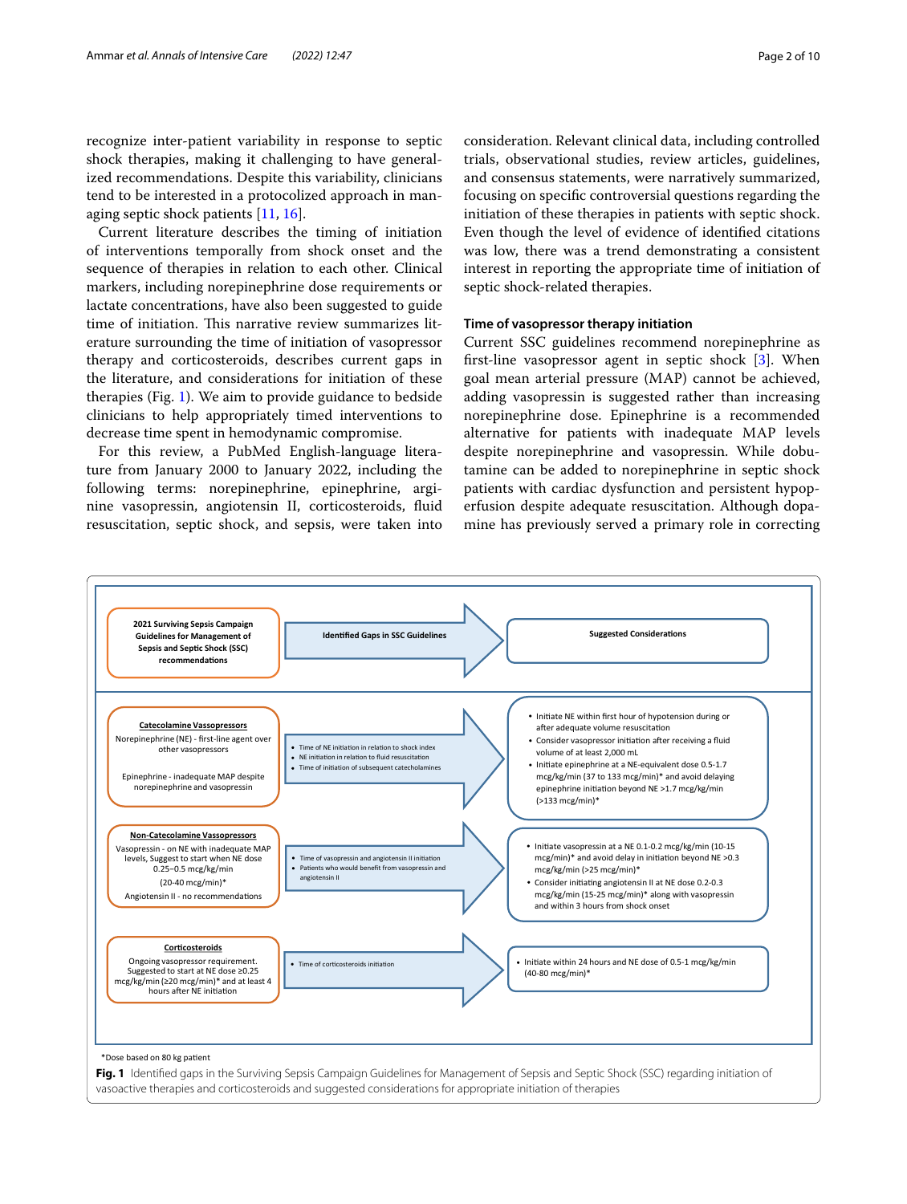recognize inter-patient variability in response to septic shock therapies, making it challenging to have generalized recommendations. Despite this variability, clinicians tend to be interested in a protocolized approach in managing septic shock patients [11, 16].

Current literature describes the timing of initiation of interventions temporally from shock onset and the sequence of therapies in relation to each other. Clinical markers, including norepinephrine dose requirements or lactate concentrations, have also been suggested to guide time of initiation. This narrative review summarizes literature surrounding the time of initiation of vasopressor therapy and corticosteroids, describes current gaps in the literature, and considerations for initiation of these therapies (Fig. 1). We aim to provide guidance to bedside clinicians to help appropriately timed interventions to decrease time spent in hemodynamic compromise.

For this review, a PubMed English-language literature from January 2000 to January 2022, including the following terms: norepinephrine, epinephrine, arginine vasopressin, angiotensin II, corticosteroids, fluid resuscitation, septic shock, and sepsis, were taken into consideration. Relevant clinical data, including controlled trials, observational studies, review articles, guidelines, and consensus statements, were narratively summarized, focusing on specific controversial questions regarding the initiation of these therapies in patients with septic shock. Even though the level of evidence of identified citations was low, there was a trend demonstrating a consistent interest in reporting the appropriate time of initiation of septic shock-related therapies.

### Time of vasopressor therapy initiation

Current SSC guidelines recommend norepinephrine as first-line vasopressor agent in septic shock [3]. When goal mean arterial pressure (MAP) cannot be achieved, adding vasopressin is suggested rather than increasing norepinephrine dose. Epinephrine is a recommended alternative for patients with inadequate MAP levels despite norepinephrine and vasopressin. While dobutamine can be added to norepinephrine in septic shock patients with cardiac dysfunction and persistent hypoperfusion despite adequate resuscitation. Although dopamine has previously served a primary role in correcting

| 2021 Surviving Sepsis Campaign Guidelines for Management of Sepsis and Septic Shock (SSC) recommendations | Identified Gaps in SSC Guidelines | Suggested Considerations |
| --- | --- | --- |
| **Catecolamine Vassopressors**<br>Norepinephrine (NE) - first-line agent over other vasopressors<br>Epinephrine - inadequate MAP despite norepinephrine and vasopressin | • Time of NE initiation in relation to shock index<br>• NE initiation in relation to fluid resuscitation<br>• Time of initiation of subsequent catecholamines | • Initiate NE within first hour of hypotension during or after adequate volume resuscitation<br>• Consider vasopressor initiation after receiving a fluid volume of at least 2,000 mL<br>• Initiate epinephrine at a NE-equivalent dose 0.5-1.7 mcg/kg/min (37 to 133 mcg/min)* and avoid delaying epinephrine initiation beyond NE >1.7 mcg/kg/min (>133 mcg/min)* |
| **Non-Catecolamine Vassopressors**<br>Vasopressin - on NE with inadequate MAP levels, Suggest to start when NE dose 0.25–0.5 mcg/kg/min (20-40 mcg/min)*<br>Angiotensin II - no recommendations | • Time of vasopressin and angiotensin II initiation<br>• Patients who would benefit from vasopressin and angiotensin II | • Initiate vasopressin at a NE 0.1-0.2 mcg/kg/min (10-15 mcg/min)* and avoid delay in initiation beyond NE >0.3 mcg/kg/min (>25 mcg/min)*<br>• Consider initiating angiotensin II at NE dose 0.2-0.3 mcg/kg/min (15-25 mcg/min)* along with vasopressin and within 3 hours from shock onset |
| **Corticosteroids**<br>Ongoing vasopressor requirement. Suggested to start at NE dose ≥0.25 mcg/kg/min (≥20 mcg/min)* and at least 4 hours after NE initiation | • Time of corticosteroids initiation | • Initiate within 24 hours and NE dose of 0.5-1 mcg/kg/min (40-80 mcg/min)* |

*Dose based on 80 kg patient

**Fig. 1** Identified gaps in the Surviving Sepsis Campaign Guidelines for Management of Sepsis and Septic Shock (SSC) regarding initiation of vasoactive therapies and corticosteroids and suggested considerations for appropriate initiation of therapies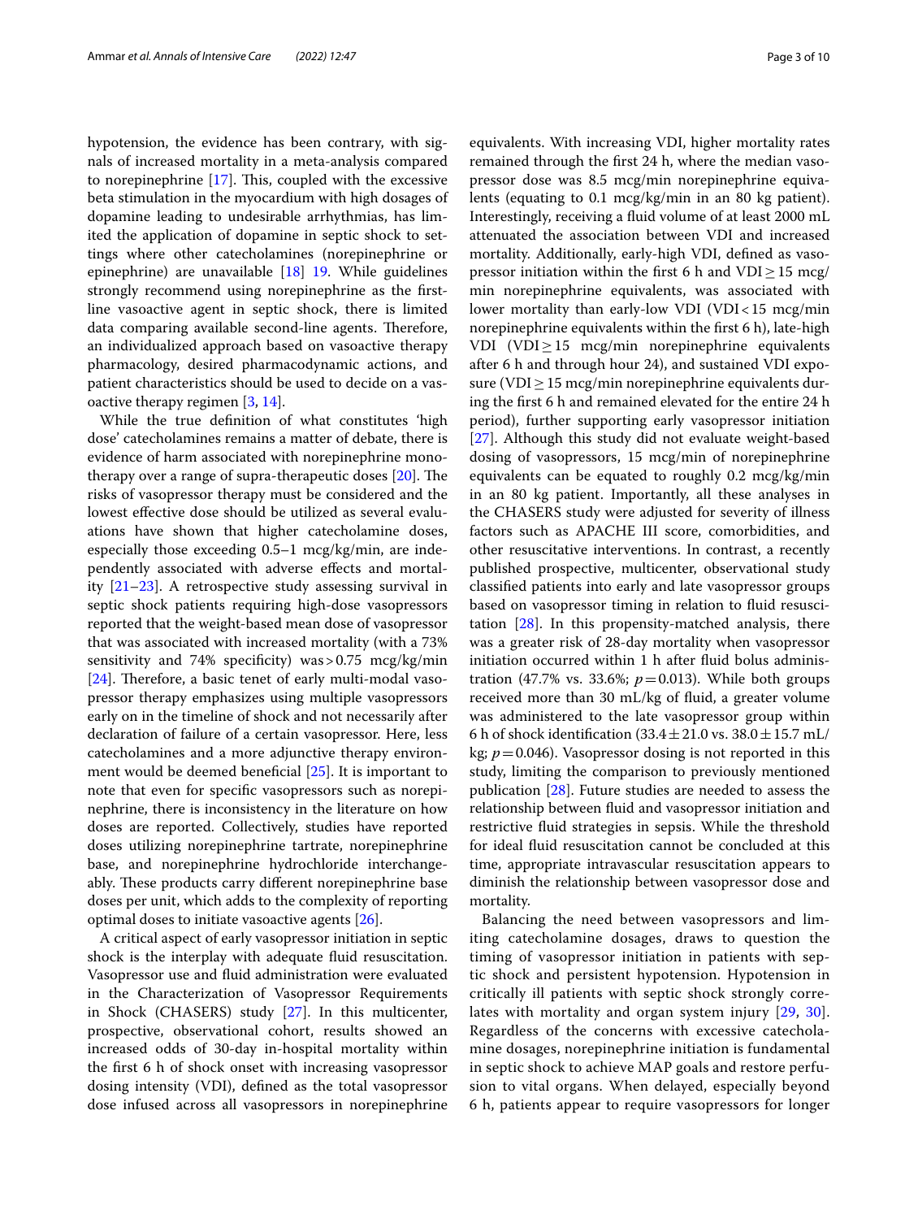hypotension, the evidence has been contrary, with signals of increased mortality in a meta-analysis compared to norepinephrine [17]. This, coupled with the excessive beta stimulation in the myocardium with high dosages of dopamine leading to undesirable arrhythmias, has limited the application of dopamine in septic shock to settings where other catecholamines (norepinephrine or epinephrine) are unavailable [18] 19. While guidelines strongly recommend using norepinephrine as the first-line vasoactive agent in septic shock, there is limited data comparing available second-line agents. Therefore, an individualized approach based on vasoactive therapy pharmacology, desired pharmacodynamic actions, and patient characteristics should be used to decide on a vasoactive therapy regimen [3, 14].

While the true definition of what constitutes 'high dose' catecholamines remains a matter of debate, there is evidence of harm associated with norepinephrine monotherapy over a range of supra-therapeutic doses [20]. The risks of vasopressor therapy must be considered and the lowest effective dose should be utilized as several evaluations have shown that higher catecholamine doses, especially those exceeding 0.5–1 mcg/kg/min, are independently associated with adverse effects and mortality [21–23]. A retrospective study assessing survival in septic shock patients requiring high-dose vasopressors reported that the weight-based mean dose of vasopressor that was associated with increased mortality (with a 73% sensitivity and 74% specificity) was > 0.75 mcg/kg/min [24]. Therefore, a basic tenet of early multi-modal vasopressor therapy emphasizes using multiple vasopressors early on in the timeline of shock and not necessarily after declaration of failure of a certain vasopressor. Here, less catecholamines and a more adjunctive therapy environment would be deemed beneficial [25]. It is important to note that even for specific vasopressors such as norepinephrine, there is inconsistency in the literature on how doses are reported. Collectively, studies have reported doses utilizing norepinephrine tartrate, norepinephrine base, and norepinephrine hydrochloride interchangeably. These products carry different norepinephrine base doses per unit, which adds to the complexity of reporting optimal doses to initiate vasoactive agents [26].

A critical aspect of early vasopressor initiation in septic shock is the interplay with adequate fluid resuscitation. Vasopressor use and fluid administration were evaluated in the Characterization of Vasopressor Requirements in Shock (CHASERS) study [27]. In this multicenter, prospective, observational cohort, results showed an increased odds of 30-day in-hospital mortality within the first 6 h of shock onset with increasing vasopressor dosing intensity (VDI), defined as the total vasopressor dose infused across all vasopressors in norepinephrine equivalents. With increasing VDI, higher mortality rates remained through the first 24 h, where the median vasopressor dose was 8.5 mcg/min norepinephrine equivalents (equating to 0.1 mcg/kg/min in an 80 kg patient). Interestingly, receiving a fluid volume of at least 2000 mL attenuated the association between VDI and increased mortality. Additionally, early-high VDI, defined as vasopressor initiation within the first 6 h and VDI $\geq$ 15 mcg/min norepinephrine equivalents, was associated with lower mortality than early-low VDI (VDI < 15 mcg/min norepinephrine equivalents within the first 6 h), late-high VDI (VDI $\geq$ 15 mcg/min norepinephrine equivalents after 6 h and through hour 24), and sustained VDI exposure (VDI $\geq$ 15 mcg/min norepinephrine equivalents during the first 6 h and remained elevated for the entire 24 h period), further supporting early vasopressor initiation [27]. Although this study did not evaluate weight-based dosing of vasopressors, 15 mcg/min of norepinephrine equivalents can be equated to roughly 0.2 mcg/kg/min in an 80 kg patient. Importantly, all these analyses in the CHASERS study were adjusted for severity of illness factors such as APACHE III score, comorbidities, and other resuscitative interventions. In contrast, a recently published prospective, multicenter, observational study classified patients into early and late vasopressor groups based on vasopressor timing in relation to fluid resuscitation [28]. In this propensity-matched analysis, there was a greater risk of 28-day mortality when vasopressor initiation occurred within 1 h after fluid bolus administration (47.7% vs. 33.6%; $p = 0.013$). While both groups received more than 30 mL/kg of fluid, a greater volume was administered to the late vasopressor group within 6 h of shock identification (33.4 ± 21.0 vs. 38.0 ± 15.7 mL/kg; $p = 0.046$). Vasopressor dosing is not reported in this study, limiting the comparison to previously mentioned publication [28]. Future studies are needed to assess the relationship between fluid and vasopressor initiation and restrictive fluid strategies in sepsis. While the threshold for ideal fluid resuscitation cannot be concluded at this time, appropriate intravascular resuscitation appears to diminish the relationship between vasopressor dose and mortality.

Balancing the need between vasopressors and limiting catecholamine dosages, draws to question the timing of vasopressor initiation in patients with septic shock and persistent hypotension. Hypotension in critically ill patients with septic shock strongly correlates with mortality and organ system injury [29, 30]. Regardless of the concerns with excessive catecholamine dosages, norepinephrine initiation is fundamental in septic shock to achieve MAP goals and restore perfusion to vital organs. When delayed, especially beyond 6 h, patients appear to require vasopressors for longer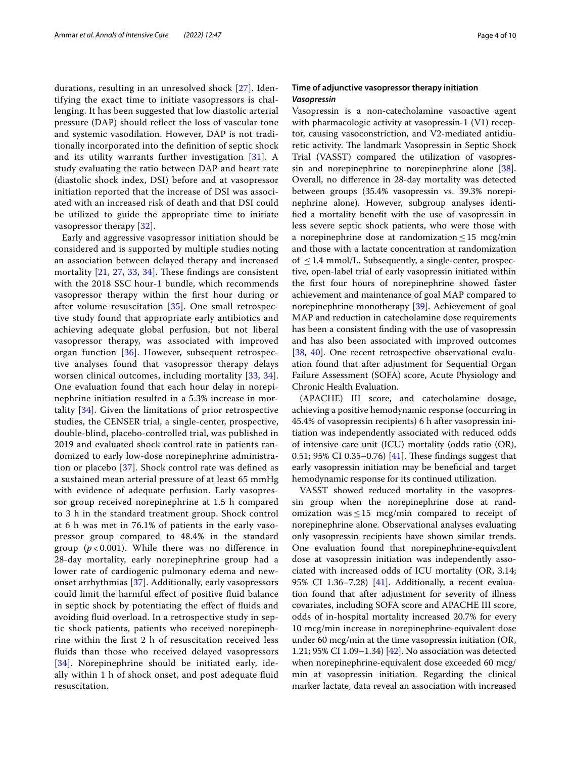durations, resulting in an unresolved shock [27]. Identifying the exact time to initiate vasopressors is challenging. It has been suggested that low diastolic arterial pressure (DAP) should reflect the loss of vascular tone and systemic vasodilation. However, DAP is not traditionally incorporated into the definition of septic shock and its utility warrants further investigation [31]. A study evaluating the ratio between DAP and heart rate (diastolic shock index, DSI) before and at vasopressor initiation reported that the increase of DSI was associated with an increased risk of death and that DSI could be utilized to guide the appropriate time to initiate vasopressor therapy [32].

Early and aggressive vasopressor initiation should be considered and is supported by multiple studies noting an association between delayed therapy and increased mortality [21, 27, 33, 34]. These findings are consistent with the 2018 SSC hour-1 bundle, which recommends vasopressor therapy within the first hour during or after volume resuscitation [35]. One small retrospective study found that appropriate early antibiotics and achieving adequate global perfusion, but not liberal vasopressor therapy, was associated with improved organ function [36]. However, subsequent retrospective analyses found that vasopressor therapy delays worsen clinical outcomes, including mortality [33, 34]. One evaluation found that each hour delay in norepinephrine initiation resulted in a 5.3% increase in mortality [34]. Given the limitations of prior retrospective studies, the CENSER trial, a single-center, prospective, double-blind, placebo-controlled trial, was published in 2019 and evaluated shock control rate in patients randomized to early low-dose norepinephrine administration or placebo [37]. Shock control rate was defined as a sustained mean arterial pressure of at least 65 mmHg with evidence of adequate perfusion. Early vasopressor group received norepinephrine at 1.5 h compared to 3 h in the standard treatment group. Shock control at 6 h was met in 76.1% of patients in the early vasopressor group compared to 48.4% in the standard group ($p < 0.001$). While there was no difference in 28-day mortality, early norepinephrine group had a lower rate of cardiogenic pulmonary edema and new-onset arrhythmias [37]. Additionally, early vasopressors could limit the harmful effect of positive fluid balance in septic shock by potentiating the effect of fluids and avoiding fluid overload. In a retrospective study in septic shock patients, patients who received norepinephrine within the first 2 h of resuscitation received less fluids than those who received delayed vasopressors [34]. Norepinephrine should be initiated early, ideally within 1 h of shock onset, and post adequate fluid resuscitation.

## Time of adjunctive vasopressor therapy initiation

### *Vasopressin*

Vasopressin is a non-catecholamine vasoactive agent with pharmacologic activity at vasopressin-1 (V1) receptor, causing vasoconstriction, and V2-mediated antidiuretic activity. The landmark Vasopressin in Septic Shock Trial (VASST) compared the utilization of vasopressin and norepinephrine to norepinephrine alone [38]. Overall, no difference in 28-day mortality was detected between groups (35.4% vasopressin vs. 39.3% norepinephrine alone). However, subgroup analyses identified a mortality benefit with the use of vasopressin in less severe septic shock patients, who were those with a norepinephrine dose at randomization ≤ 15 mcg/min and those with a lactate concentration at randomization of ≤ 1.4 mmol/L. Subsequently, a single-center, prospective, open-label trial of early vasopressin initiated within the first four hours of norepinephrine showed faster achievement and maintenance of goal MAP compared to norepinephrine monotherapy [39]. Achievement of goal MAP and reduction in catecholamine dose requirements has been a consistent finding with the use of vasopressin and has also been associated with improved outcomes [38, 40]. One recent retrospective observational evaluation found that after adjustment for Sequential Organ Failure Assessment (SOFA) score, Acute Physiology and Chronic Health Evaluation.

(APACHE) III score, and catecholamine dosage, achieving a positive hemodynamic response (occurring in 45.4% of vasopressin recipients) 6 h after vasopressin initiation was independently associated with reduced odds of intensive care unit (ICU) mortality (odds ratio (OR), 0.51; 95% CI 0.35–0.76) [41]. These findings suggest that early vasopressin initiation may be beneficial and target hemodynamic response for its continued utilization.

VASST showed reduced mortality in the vasopressin group when the norepinephrine dose at randomization was ≤ 15 mcg/min compared to receipt of norepinephrine alone. Observational analyses evaluating only vasopressin recipients have shown similar trends. One evaluation found that norepinephrine-equivalent dose at vasopressin initiation was independently associated with increased odds of ICU mortality (OR, 3.14; 95% CI 1.36–7.28) [41]. Additionally, a recent evaluation found that after adjustment for severity of illness covariates, including SOFA score and APACHE III score, odds of in-hospital mortality increased 20.7% for every 10 mcg/min increase in norepinephrine-equivalent dose under 60 mcg/min at the time vasopressin initiation (OR, 1.21; 95% CI 1.09–1.34) [42]. No association was detected when norepinephrine-equivalent dose exceeded 60 mcg/min at vasopressin initiation. Regarding the clinical marker lactate, data reveal an association with increased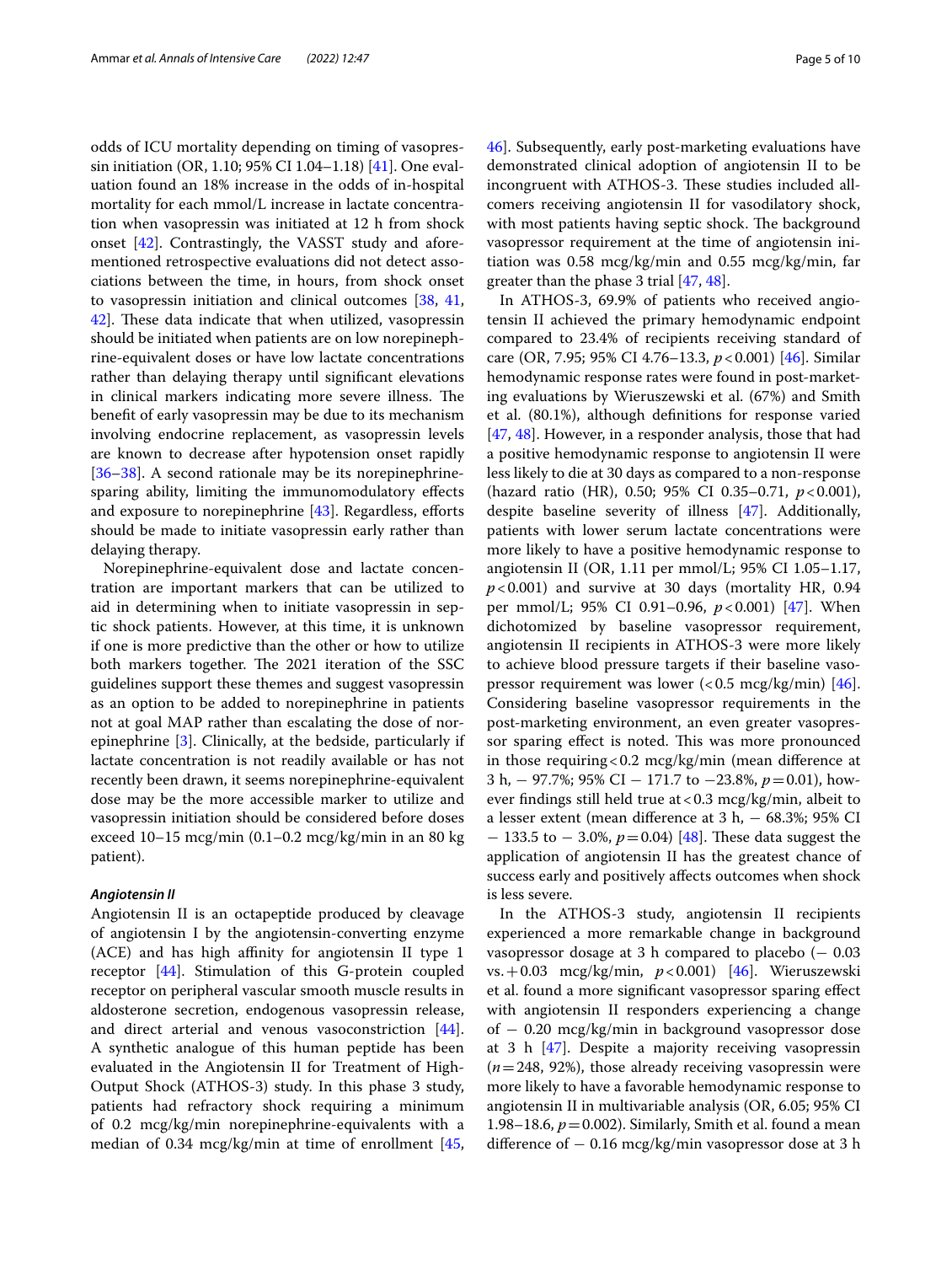odds of ICU mortality depending on timing of vasopressin initiation (OR, 1.10; 95% CI 1.04–1.18) [41]. One evaluation found an 18% increase in the odds of in-hospital mortality for each mmol/L increase in lactate concentration when vasopressin was initiated at 12 h from shock onset [42]. Contrastingly, the VASST study and aforementioned retrospective evaluations did not detect associations between the time, in hours, from shock onset to vasopressin initiation and clinical outcomes [38, 41, 42]. These data indicate that when utilized, vasopressin should be initiated when patients are on low norepinephrine-equivalent doses or have low lactate concentrations rather than delaying therapy until significant elevations in clinical markers indicating more severe illness. The benefit of early vasopressin may be due to its mechanism involving endocrine replacement, as vasopressin levels are known to decrease after hypotension onset rapidly [36–38]. A second rationale may be its norepinephrine-sparing ability, limiting the immunomodulatory effects and exposure to norepinephrine [43]. Regardless, efforts should be made to initiate vasopressin early rather than delaying therapy.

Norepinephrine-equivalent dose and lactate concentration are important markers that can be utilized to aid in determining when to initiate vasopressin in septic shock patients. However, at this time, it is unknown if one is more predictive than the other or how to utilize both markers together. The 2021 iteration of the SSC guidelines support these themes and suggest vasopressin as an option to be added to norepinephrine in patients not at goal MAP rather than escalating the dose of norepinephrine [3]. Clinically, at the bedside, particularly if lactate concentration is not readily available or has not recently been drawn, it seems norepinephrine-equivalent dose may be the more accessible marker to utilize and vasopressin initiation should be considered before doses exceed 10–15 mcg/min (0.1–0.2 mcg/kg/min in an 80 kg patient).

#### *Angiotensin II*

Angiotensin II is an octapeptide produced by cleavage of angiotensin I by the angiotensin-converting enzyme (ACE) and has high affinity for angiotensin II type 1 receptor [44]. Stimulation of this G-protein coupled receptor on peripheral vascular smooth muscle results in aldosterone secretion, endogenous vasopressin release, and direct arterial and venous vasoconstriction [44]. A synthetic analogue of this human peptide has been evaluated in the Angiotensin II for Treatment of High-Output Shock (ATHOS-3) study. In this phase 3 study, patients had refractory shock requiring a minimum of 0.2 mcg/kg/min norepinephrine-equivalents with a median of 0.34 mcg/kg/min at time of enrollment [45, 46]. Subsequently, early post-marketing evaluations have demonstrated clinical adoption of angiotensin II to be incongruent with ATHOS-3. These studies included all-comers receiving angiotensin II for vasodilatory shock, with most patients having septic shock. The background vasopressor requirement at the time of angiotensin initiation was 0.58 mcg/kg/min and 0.55 mcg/kg/min, far greater than the phase 3 trial [47, 48].

In ATHOS-3, 69.9% of patients who received angiotensin II achieved the primary hemodynamic endpoint compared to 23.4% of recipients receiving standard of care (OR, 7.95; 95% CI 4.76–13.3, $p<0.001$) [46]. Similar hemodynamic response rates were found in post-marketing evaluations by Wieruszewski et al. (67%) and Smith et al. (80.1%), although definitions for response varied [47, 48]. However, in a responder analysis, those that had a positive hemodynamic response to angiotensin II were less likely to die at 30 days as compared to a non-response (hazard ratio (HR), 0.50; 95% CI 0.35–0.71, $p<0.001$), despite baseline severity of illness [47]. Additionally, patients with lower serum lactate concentrations were more likely to have a positive hemodynamic response to angiotensin II (OR, 1.11 per mmol/L; 95% CI 1.05–1.17, $p<0.001$) and survive at 30 days (mortality HR, 0.94 per mmol/L; 95% CI 0.91–0.96, $p<0.001$) [47]. When dichotomized by baseline vasopressor requirement, angiotensin II recipients in ATHOS-3 were more likely to achieve blood pressure targets if their baseline vasopressor requirement was lower (<0.5 mcg/kg/min) [46]. Considering baseline vasopressor requirements in the post-marketing environment, an even greater vasopressor sparing effect is noted. This was more pronounced in those requiring <0.2 mcg/kg/min (mean difference at 3 h, − 97.7%; 95% CI − 171.7 to −23.8%, $p=0.01$), however findings still held true at <0.3 mcg/kg/min, albeit to a lesser extent (mean difference at 3 h, − 68.3%; 95% CI − 133.5 to − 3.0%, $p=0.04$) [48]. These data suggest the application of angiotensin II has the greatest chance of success early and positively affects outcomes when shock is less severe.

In the ATHOS-3 study, angiotensin II recipients experienced a more remarkable change in background vasopressor dosage at 3 h compared to placebo (− 0.03 vs. + 0.03 mcg/kg/min, $p<0.001$) [46]. Wieruszewski et al. found a more significant vasopressor sparing effect with angiotensin II responders experiencing a change of − 0.20 mcg/kg/min in background vasopressor dose at 3 h [47]. Despite a majority receiving vasopressin ($n=248$, 92%), those already receiving vasopressin were more likely to have a favorable hemodynamic response to angiotensin II in multivariable analysis (OR, 6.05; 95% CI 1.98–18.6, $p=0.002$). Similarly, Smith et al. found a mean difference of − 0.16 mcg/kg/min vasopressor dose at 3 h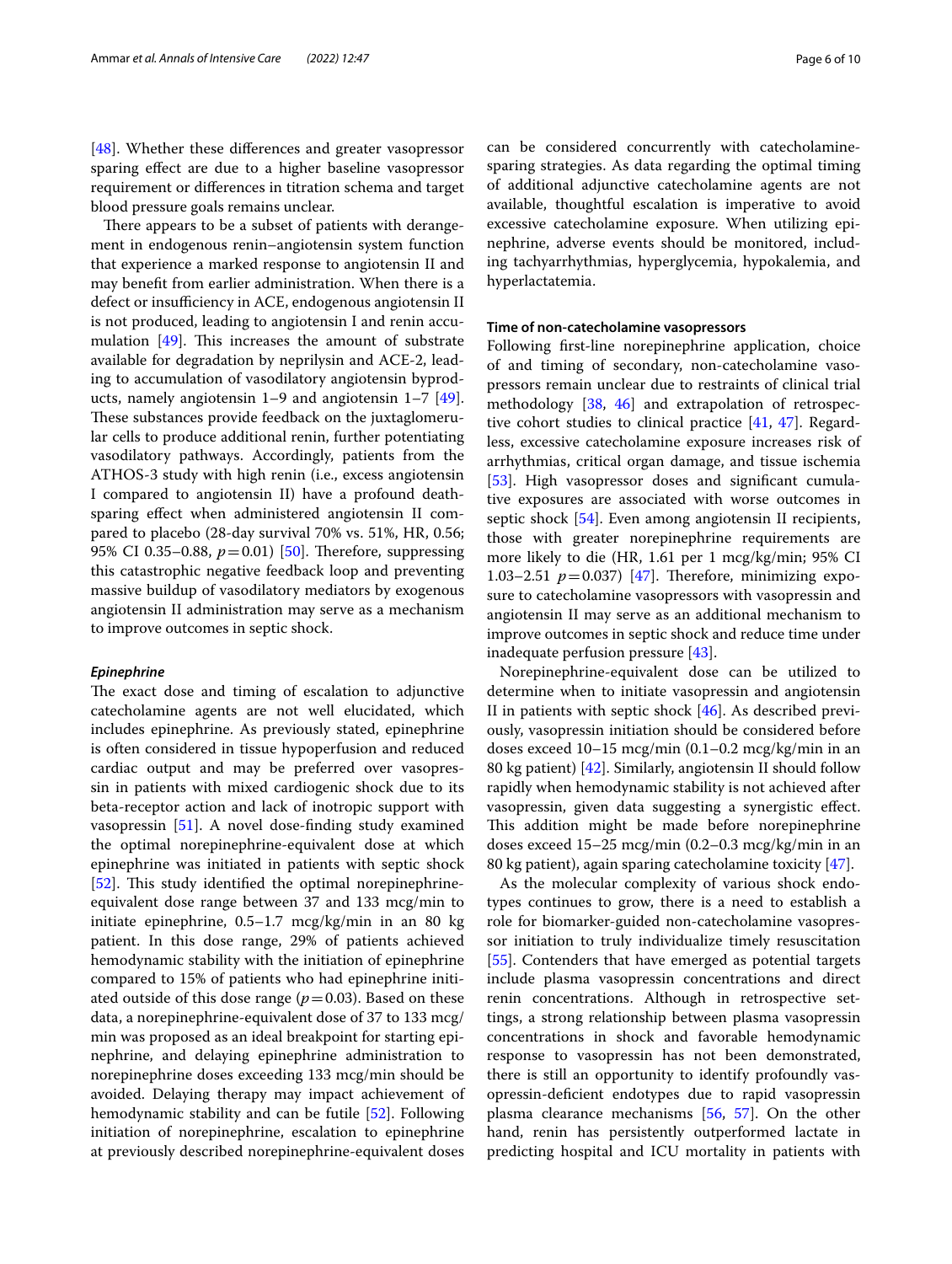[48]. Whether these differences and greater vasopressor sparing effect are due to a higher baseline vasopressor requirement or differences in titration schema and target blood pressure goals remains unclear.

There appears to be a subset of patients with derangement in endogenous renin–angiotensin system function that experience a marked response to angiotensin II and may benefit from earlier administration. When there is a defect or insufficiency in ACE, endogenous angiotensin II is not produced, leading to angiotensin I and renin accumulation [49]. This increases the amount of substrate available for degradation by neprilysin and ACE-2, leading to accumulation of vasodilatory angiotensin byproducts, namely angiotensin 1–9 and angiotensin 1–7 [49]. These substances provide feedback on the juxtaglomerular cells to produce additional renin, further potentiating vasodilatory pathways. Accordingly, patients from the ATHOS-3 study with high renin (i.e., excess angiotensin I compared to angiotensin II) have a profound death-sparing effect when administered angiotensin II compared to placebo (28-day survival 70% vs. 51%, HR, 0.56; 95% CI 0.35–0.88, $p=0.01$) [50]. Therefore, suppressing this catastrophic negative feedback loop and preventing massive buildup of vasodilatory mediators by exogenous angiotensin II administration may serve as a mechanism to improve outcomes in septic shock.

#### *Epinephrine*

The exact dose and timing of escalation to adjunctive catecholamine agents are not well elucidated, which includes epinephrine. As previously stated, epinephrine is often considered in tissue hypoperfusion and reduced cardiac output and may be preferred over vasopressin in patients with mixed cardiogenic shock due to its beta-receptor action and lack of inotropic support with vasopressin [51]. A novel dose-finding study examined the optimal norepinephrine-equivalent dose at which epinephrine was initiated in patients with septic shock [52]. This study identified the optimal norepinephrine-equivalent dose range between 37 and 133 mcg/min to initiate epinephrine, 0.5–1.7 mcg/kg/min in an 80 kg patient. In this dose range, 29% of patients achieved hemodynamic stability with the initiation of epinephrine compared to 15% of patients who had epinephrine initiated outside of this dose range ($p=0.03$). Based on these data, a norepinephrine-equivalent dose of 37 to 133 mcg/min was proposed as an ideal breakpoint for starting epinephrine, and delaying epinephrine administration to norepinephrine doses exceeding 133 mcg/min should be avoided. Delaying therapy may impact achievement of hemodynamic stability and can be futile [52]. Following initiation of norepinephrine, escalation to epinephrine at previously described norepinephrine-equivalent doses can be considered concurrently with catecholamine-sparing strategies. As data regarding the optimal timing of additional adjunctive catecholamine agents are not available, thoughtful escalation is imperative to avoid excessive catecholamine exposure. When utilizing epinephrine, adverse events should be monitored, including tachyarrhythmias, hyperglycemia, hypokalemia, and hyperlactatemia.

### Time of non-catecholamine vasopressors

Following first-line norepinephrine application, choice of and timing of secondary, non-catecholamine vasopressors remain unclear due to restraints of clinical trial methodology [38, 46] and extrapolation of retrospective cohort studies to clinical practice [41, 47]. Regardless, excessive catecholamine exposure increases risk of arrhythmias, critical organ damage, and tissue ischemia [53]. High vasopressor doses and significant cumulative exposures are associated with worse outcomes in septic shock [54]. Even among angiotensin II recipients, those with greater norepinephrine requirements are more likely to die (HR, 1.61 per 1 mcg/kg/min; 95% CI 1.03–2.51 $p=0.037$) [47]. Therefore, minimizing exposure to catecholamine vasopressors with vasopressin and angiotensin II may serve as an additional mechanism to improve outcomes in septic shock and reduce time under inadequate perfusion pressure [43].

Norepinephrine-equivalent dose can be utilized to determine when to initiate vasopressin and angiotensin II in patients with septic shock [46]. As described previously, vasopressin initiation should be considered before doses exceed 10–15 mcg/min (0.1–0.2 mcg/kg/min in an 80 kg patient) [42]. Similarly, angiotensin II should follow rapidly when hemodynamic stability is not achieved after vasopressin, given data suggesting a synergistic effect. This addition might be made before norepinephrine doses exceed 15–25 mcg/min (0.2–0.3 mcg/kg/min in an 80 kg patient), again sparing catecholamine toxicity [47].

As the molecular complexity of various shock endotypes continues to grow, there is a need to establish a role for biomarker-guided non-catecholamine vasopressor initiation to truly individualize timely resuscitation [55]. Contenders that have emerged as potential targets include plasma vasopressin concentrations and direct renin concentrations. Although in retrospective settings, a strong relationship between plasma vasopressin concentrations in shock and favorable hemodynamic response to vasopressin has not been demonstrated, there is still an opportunity to identify profoundly vasopressin-deficient endotypes due to rapid vasopressin plasma clearance mechanisms [56, 57]. On the other hand, renin has persistently outperformed lactate in predicting hospital and ICU mortality in patients with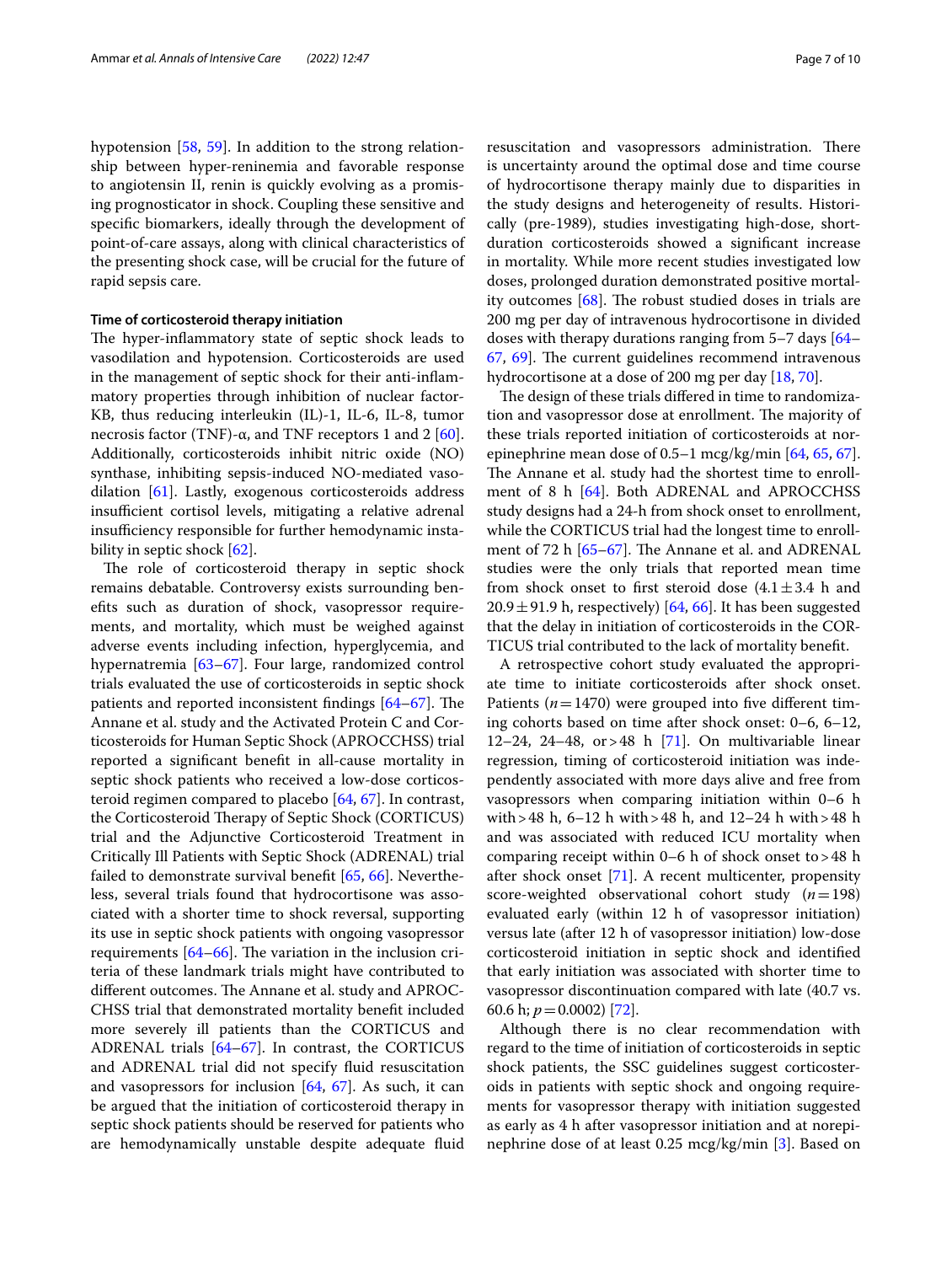hypotension [58, 59]. In addition to the strong relationship between hyper-reninemia and favorable response to angiotensin II, renin is quickly evolving as a promising prognosticator in shock. Coupling these sensitive and specific biomarkers, ideally through the development of point-of-care assays, along with clinical characteristics of the presenting shock case, will be crucial for the future of rapid sepsis care.

#### Time of corticosteroid therapy initiation

The hyper-inflammatory state of septic shock leads to vasodilation and hypotension. Corticosteroids are used in the management of septic shock for their anti-inflammatory properties through inhibition of nuclear factor-KB, thus reducing interleukin (IL)-1, IL-6, IL-8, tumor necrosis factor (TNF)-α, and TNF receptors 1 and 2 [60]. Additionally, corticosteroids inhibit nitric oxide (NO) synthase, inhibiting sepsis-induced NO-mediated vasodilation [61]. Lastly, exogenous corticosteroids address insufficient cortisol levels, mitigating a relative adrenal insufficiency responsible for further hemodynamic instability in septic shock [62].

The role of corticosteroid therapy in septic shock remains debatable. Controversy surrounding benefits such as duration of shock, vasopressor requirements, and mortality, which must be weighed against adverse events including infection, hyperglycemia, and hypernatremia [63–67]. Four large, randomized control trials evaluated the use of corticosteroids in septic shock patients and reported inconsistent findings [64–67]. The Annane et al. study and the Activated Protein C and Corticosteroids for Human Septic Shock (APROCCHSS) trial reported a significant benefit in all-cause mortality in septic shock patients who received a low-dose corticosteroid regimen compared to placebo [64, 67]. In contrast, the Corticosteroid Therapy of Septic Shock (CORTICUS) trial and the Adjunctive Corticosteroid Treatment in Critically Ill Patients with Septic Shock (ADRENAL) trial failed to demonstrate survival benefit [65, 66]. Nevertheless, several trials found that hydrocortisone was associated with a shorter time to shock reversal, supporting its use in septic shock patients with ongoing vasopressor requirements [64–66]. The variation in the inclusion criteria of these landmark trials might have contributed to different outcomes. The Annane et al. study and APROCCHSS trial that demonstrated mortality benefit included more severely ill patients than the CORTICUS and ADRENAL trials [64–67]. In contrast, the CORTICUS and ADRENAL trial did not specify fluid resuscitation and vasopressors for inclusion [64, 67]. As such, it can be argued that the initiation of corticosteroid therapy in septic shock patients should be reserved for patients who are hemodynamically unstable despite adequate fluid resuscitation and vasopressors administration. There is uncertainty around the optimal dose and time course of hydrocortisone therapy mainly due to disparities in the study designs and heterogeneity of results. Historically (pre-1989), studies investigating high-dose, short-duration corticosteroids showed a significant increase in mortality. While more recent studies investigated low doses, prolonged duration demonstrated positive mortality outcomes [68]. The robust studied doses in trials are 200 mg per day of intravenous hydrocortisone in divided doses with therapy durations ranging from 5–7 days [64–67, 69]. The current guidelines recommend intravenous hydrocortisone at a dose of 200 mg per day [18, 70].

The design of these trials differed in time to randomization and vasopressor dose at enrollment. The majority of these trials reported initiation of corticosteroids at norepinephrine mean dose of 0.5–1 mcg/kg/min [64, 65, 67]. The Annane et al. study had the shortest time to enrollment of 8 h [64]. Both ADRENAL and APROCCHSS study designs had a 24-h from shock onset to enrollment, while the CORTICUS trial had the longest time to enrollment of 72 h [65–67]. The Annane et al. and ADRENAL studies were the only trials that reported mean time from shock onset to first steroid dose ($4.1 \pm 3.4$ h and $20.9 \pm 91.9$ h, respectively) [64, 66]. It has been suggested that the delay in initiation of corticosteroids in the CORTICUS trial contributed to the lack of mortality benefit.

A retrospective cohort study evaluated the appropriate time to initiate corticosteroids after shock onset. Patients ($n = 1470$) were grouped into five different timing cohorts based on time after shock onset: 0–6, 6–12, 12–24, 24–48, or > 48 h [71]. On multivariable linear regression, timing of corticosteroid initiation was independently associated with more days alive and free from vasopressors when comparing initiation within 0–6 h with > 48 h, 6–12 h with > 48 h, and 12–24 h with > 48 h and was associated with reduced ICU mortality when comparing receipt within 0–6 h of shock onset to > 48 h after shock onset [71]. A recent multicenter, propensity score-weighted observational cohort study ($n = 198$) evaluated early (within 12 h of vasopressor initiation) versus late (after 12 h of vasopressor initiation) low-dose corticosteroid initiation in septic shock and identified that early initiation was associated with shorter time to vasopressor discontinuation compared with late (40.7 vs. 60.6 h; $p = 0.0002$) [72].

Although there is no clear recommendation with regard to the time of initiation of corticosteroids in septic shock patients, the SSC guidelines suggest corticosteroids in patients with septic shock and ongoing requirements for vasopressor therapy with initiation suggested as early as 4 h after vasopressor initiation and at norepinephrine dose of at least 0.25 mcg/kg/min [3]. Based on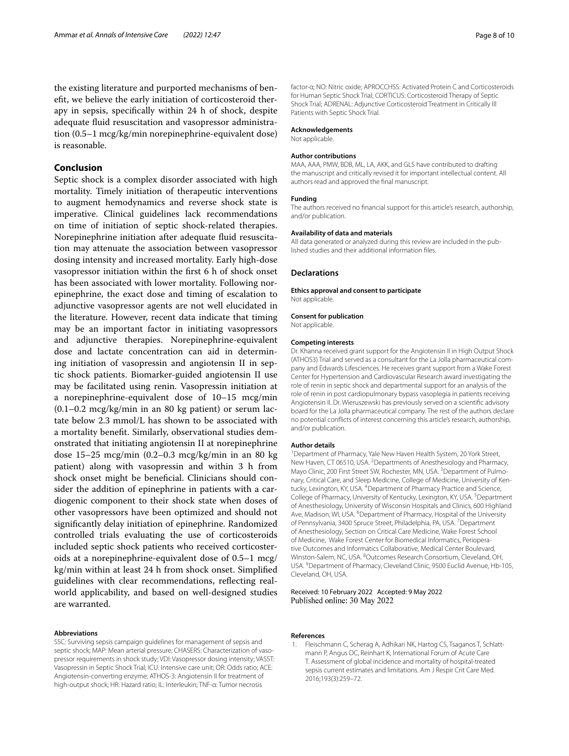the existing literature and purported mechanisms of benefit, we believe the early initiation of corticosteroid therapy in sepsis, specifically within 24 h of shock, despite adequate fluid resuscitation and vasopressor administration (0.5–1 mcg/kg/min norepinephrine-equivalent dose) is reasonable.

## Conclusion

Septic shock is a complex disorder associated with high mortality. Timely initiation of therapeutic interventions to augment hemodynamics and reverse shock state is imperative. Clinical guidelines lack recommendations on time of initiation of septic shock-related therapies. Norepinephrine initiation after adequate fluid resuscitation may attenuate the association between vasopressor dosing intensity and increased mortality. Early high-dose vasopressor initiation within the first 6 h of shock onset has been associated with lower mortality. Following norepinephrine, the exact dose and timing of escalation to adjunctive vasopressor agents are not well elucidated in the literature. However, recent data indicate that timing may be an important factor in initiating vasopressors and adjunctive therapies. Norepinephrine-equivalent dose and lactate concentration can aid in determining initiation of vasopressin and angiotensin II in septic shock patients. Biomarker-guided angiotensin II use may be facilitated using renin. Vasopressin initiation at a norepinephrine-equivalent dose of 10–15 mcg/min (0.1–0.2 mcg/kg/min in an 80 kg patient) or serum lactate below 2.3 mmol/L has shown to be associated with a mortality benefit. Similarly, observational studies demonstrated that initiating angiotensin II at norepinephrine dose 15–25 mcg/min (0.2–0.3 mcg/kg/min in an 80 kg patient) along with vasopressin and within 3 h from shock onset might be beneficial. Clinicians should consider the addition of epinephrine in patients with a cardiogenic component to their shock state when doses of other vasopressors have been optimized and should not significantly delay initiation of epinephrine. Randomized controlled trials evaluating the use of corticosteroids included septic shock patients who received corticosteroids at a norepinephrine-equivalent dose of 0.5–1 mcg/kg/min within at least 24 h from shock onset. Simplified guidelines with clear recommendations, reflecting real-world applicability, and based on well-designed studies are warranted.

#### Abbreviations

SSC: Surviving sepsis campaign guidelines for management of sepsis and septic shock; MAP: Mean arterial pressure; CHASERS: Characterization of vasopressor requirements in shock study; VDI: Vasopressor dosing intensity; VASST: Vasopressin in Septic Shock Trial; ICU: Intensive care unit; OR: Odds ratio; ACE: Angiotensin-converting enzyme; ATHOS-3: Angiotensin II for treatment of high-output shock; HR: Hazard ratio; IL: Interleukin; TNF-α: Tumor necrosis factor-α; NO: Nitric oxide; APROCCHSS: Activated Protein C and Corticosteroids for Human Septic Shock Trial; CORTICUS: Corticosteroid Therapy of Septic Shock Trial; ADRENAL: Adjunctive Corticosteroid Treatment in Critically Ill Patients with Septic Shock Trial.

#### Acknowledgements

Not applicable.

#### Author contributions

MAA, AAA, PMW, BDB, ML, LA, AKK, and GLS have contributed to drafting the manuscript and critically revised it for important intellectual content. All authors read and approved the final manuscript.

#### Funding

The authors received no financial support for this article's research, authorship, and/or publication.

#### Availability of data and materials

All data generated or analyzed during this review are included in the published studies and their additional information files.

### Declarations

#### Ethics approval and consent to participate

Not applicable.

#### Consent for publication

Not applicable.

#### Competing interests

Dr. Khanna received grant support for the Angiotensin II in High Output Shock (ATHOS3) Trial and served as a consultant for the La Jolla pharmaceutical company and Edwards Lifesciences. He receives grant support from a Wake Forest Center for Hypertension and Cardiovascular Research award investigating the role of renin in septic shock and departmental support for an analysis of the role of renin in post cardiopulmonary bypass vasoplegia in patients receiving Angiotensin II. Dr. Wieruszewski has previously served on a scientific advisory board for the La Jolla pharmaceutical company. The rest of the authors declare no potential conflicts of interest concerning this article's research, authorship, and/or publication.

#### Author details

[1]Department of Pharmacy, Yale New Haven Health System, 20 York Street, New Haven, CT 06510, USA. [2]Departments of Anesthesiology and Pharmacy, Mayo Clinic, 200 First Street SW, Rochester, MN, USA. [3]Department of Pulmonary, Critical Care, and Sleep Medicine, College of Medicine, University of Kentucky, Lexington, KY, USA. [4]Department of Pharmacy Practice and Science, College of Pharmacy, University of Kentucky, Lexington, KY, USA. [5]Department of Anesthesiology, University of Wisconsin Hospitals and Clinics, 600 Highland Ave, Madison, WI, USA. [6]Department of Pharmacy, Hospital of the University of Pennsylvania, 3400 Spruce Street, Philadelphia, PA, USA. [7]Department of Anesthesiology, Section on Critical Care Medicine, Wake Forest School of Medicine, Wake Forest Center for Biomedical Informatics, Perioperative Outcomes and Informatics Collaborative, Medical Center Boulevard, Winston-Salem, NC, USA. [8]Outcomes Research Consortium, Cleveland, OH, USA. [9]Department of Pharmacy, Cleveland Clinic, 9500 Euclid Avenue, Hb-105, Cleveland, OH, USA.

Received: 10 February 2022 Accepted: 9 May 2022
Published online: 30 May 2022

#### References

1. Fleischmann C, Scherag A, Adhikari NK, Hartog CS, Tsaganos T, Schlattmann P, Angus DC, Reinhart K, International Forum of Acute Care T. Assessment of global incidence and mortality of hospital-treated sepsis current estimates and limitations. Am J Respir Crit Care Med. 2016;193(3):259–72.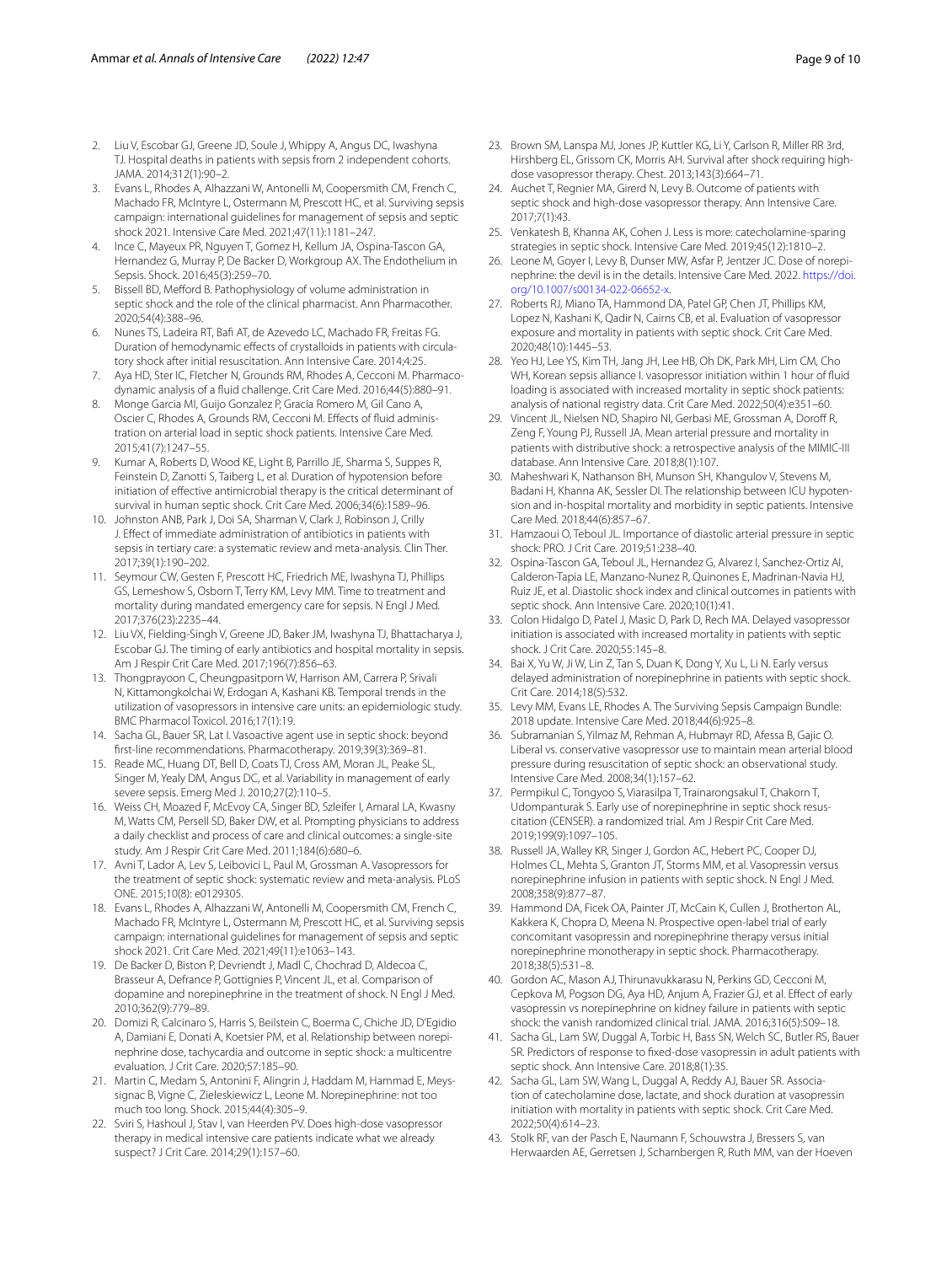2. Liu V, Escobar GJ, Greene JD, Soule J, Whippy A, Angus DC, Iwashyna TJ. Hospital deaths in patients with sepsis from 2 independent cohorts. JAMA. 2014;312(1):90–2.
3. Evans L, Rhodes A, Alhazzani W, Antonelli M, Coopersmith CM, French C, Machado FR, McIntyre L, Ostermann M, Prescott HC, et al. Surviving sepsis campaign: international guidelines for management of sepsis and septic shock 2021. Intensive Care Med. 2021;47(11):1181–247.
4. Ince C, Mayeux PR, Nguyen T, Gomez H, Kellum JA, Ospina-Tascon GA, Hernandez G, Murray P, De Backer D, Workgroup AX. The Endothelium in Sepsis. Shock. 2016;45(3):259–70.
5. Bissell BD, Mefford B. Pathophysiology of volume administration in septic shock and the role of the clinical pharmacist. Ann Pharmacother. 2020;54(4):388–96.
6. Nunes TS, Ladeira RT, Bafi AT, de Azevedo LC, Machado FR, Freitas FG. Duration of hemodynamic effects of crystalloids in patients with circulatory shock after initial resuscitation. Ann Intensive Care. 2014;4:25.
7. Aya HD, Ster IC, Fletcher N, Grounds RM, Rhodes A, Cecconi M. Pharmacodynamic analysis of a fluid challenge. Crit Care Med. 2016;44(5):880–91.
8. Monge Garcia MI, Guijo Gonzalez P, Gracia Romero M, Gil Cano A, Oscier C, Rhodes A, Grounds RM, Cecconi M. Effects of fluid administration on arterial load in septic shock patients. Intensive Care Med. 2015;41(7):1247–55.
9. Kumar A, Roberts D, Wood KE, Light B, Parrillo JE, Sharma S, Suppes R, Feinstein D, Zanotti S, Taiberg L, et al. Duration of hypotension before initiation of effective antimicrobial therapy is the critical determinant of survival in human septic shock. Crit Care Med. 2006;34(6):1589–96.
10. Johnston ANB, Park J, Doi SA, Sharman V, Clark J, Robinson J, Crilly J. Effect of immediate administration of antibiotics in patients with sepsis in tertiary care: a systematic review and meta-analysis. Clin Ther. 2017;39(1):190–202.
11. Seymour CW, Gesten F, Prescott HC, Friedrich ME, Iwashyna TJ, Phillips GS, Lemeshow S, Osborn T, Terry KM, Levy MM. Time to treatment and mortality during mandated emergency care for sepsis. N Engl J Med. 2017;376(23):2235–44.
12. Liu VX, Fielding-Singh V, Greene JD, Baker JM, Iwashyna TJ, Bhattacharya J, Escobar GJ. The timing of early antibiotics and hospital mortality in sepsis. Am J Respir Crit Care Med. 2017;196(7):856–63.
13. Thongprayoon C, Cheungpasitporn W, Harrison AM, Carrera P, Srivali N, Kittamongkolchai W, Erdogan A, Kashani KB. Temporal trends in the utilization of vasopressors in intensive care units: an epidemiologic study. BMC Pharmacol Toxicol. 2016;17(1):19.
14. Sacha GL, Bauer SR, Lat I. Vasoactive agent use in septic shock: beyond first-line recommendations. Pharmacotherapy. 2019;39(3):369–81.
15. Reade MC, Huang DT, Bell D, Coats TJ, Cross AM, Moran JL, Peake SL, Singer M, Yealy DM, Angus DC, et al. Variability in management of early severe sepsis. Emerg Med J. 2010;27(2):110–5.
16. Weiss CH, Moazed F, McEvoy CA, Singer BD, Szleifer I, Amaral LA, Kwasny M, Watts CM, Persell SD, Baker DW, et al. Prompting physicians to address a daily checklist and process of care and clinical outcomes: a single-site study. Am J Respir Crit Care Med. 2011;184(6):680–6.
17. Avni T, Lador A, Lev S, Leibovici L, Paul M, Grossman A. Vasopressors for the treatment of septic shock: systematic review and meta-analysis. PLoS ONE. 2015;10(8): e0129305.
18. Evans L, Rhodes A, Alhazzani W, Antonelli M, Coopersmith CM, French C, Machado FR, McIntyre L, Ostermann M, Prescott HC, et al. Surviving sepsis campaign: international guidelines for management of sepsis and septic shock 2021. Crit Care Med. 2021;49(11):e1063–143.
19. De Backer D, Biston P, Devriendt J, Madl C, Chochrad D, Aldecoa C, Brasseur A, Defrance P, Gottignies P, Vincent JL, et al. Comparison of dopamine and norepinephrine in the treatment of shock. N Engl J Med. 2010;362(9):779–89.
20. Domizi R, Calcinaro S, Harris S, Beilstein C, Boerma C, Chiche JD, D'Egidio A, Damiani E, Donati A, Koetsier PM, et al. Relationship between norepinephrine dose, tachycardia and outcome in septic shock: a multicentre evaluation. J Crit Care. 2020;57:185–90.
21. Martin C, Medam S, Antonini F, Alingrin J, Haddam M, Hammad E, Meyssignac B, Vigne C, Zieleskiewicz L, Leone M. Norepinephrine: not too much too long. Shock. 2015;44(4):305–9.
22. Sviri S, Hashoul J, Stav I, van Heerden PV. Does high-dose vasopressor therapy in medical intensive care patients indicate what we already suspect? J Crit Care. 2014;29(1):157–60.
23. Brown SM, Lanspa MJ, Jones JP, Kuttler KG, Li Y, Carlson R, Miller RR 3rd, Hirshberg EL, Grissom CK, Morris AH. Survival after shock requiring high-dose vasopressor therapy. Chest. 2013;143(3):664–71.
24. Auchet T, Regnier MA, Girerd N, Levy B. Outcome of patients with septic shock and high-dose vasopressor therapy. Ann Intensive Care. 2017;7(1):43.
25. Venkatesh B, Khanna AK, Cohen J. Less is more: catecholamine-sparing strategies in septic shock. Intensive Care Med. 2019;45(12):1810–2.
26. Leone M, Goyer I, Levy B, Dunser MW, Asfar P, Jentzer JC. Dose of norepinephrine: the devil is in the details. Intensive Care Med. 2022. https://doi.org/10.1007/s00134-022-06652-x.
27. Roberts RJ, Miano TA, Hammond DA, Patel GP, Chen JT, Phillips KM, Lopez N, Kashani K, Qadir N, Cairns CB, et al. Evaluation of vasopressor exposure and mortality in patients with septic shock. Crit Care Med. 2020;48(10):1445–53.
28. Yeo HJ, Lee YS, Kim TH, Jang JH, Lee HB, Oh DK, Park MH, Lim CM, Cho WH, Korean sepsis alliance I. vasopressor initiation within 1 hour of fluid loading is associated with increased mortality in septic shock patients: analysis of national registry data. Crit Care Med. 2022;50(4):e351–60.
29. Vincent JL, Nielsen ND, Shapiro NI, Gerbasi ME, Grossman A, Doroff R, Zeng F, Young PJ, Russell JA. Mean arterial pressure and mortality in patients with distributive shock: a retrospective analysis of the MIMIC-III database. Ann Intensive Care. 2018;8(1):107.
30. Maheshwari K, Nathanson BH, Munson SH, Khangulov V, Stevens M, Badani H, Khanna AK, Sessler DI. The relationship between ICU hypotension and in-hospital mortality and morbidity in septic patients. Intensive Care Med. 2018;44(6):857–67.
31. Hamzaoui O, Teboul JL. Importance of diastolic arterial pressure in septic shock: PRO. J Crit Care. 2019;51:238–40.
32. Ospina-Tascon GA, Teboul JL, Hernandez G, Alvarez I, Sanchez-Ortiz AI, Calderon-Tapia LE, Manzano-Nunez R, Quinones E, Madrinan-Navia HJ, Ruiz JE, et al. Diastolic shock index and clinical outcomes in patients with septic shock. Ann Intensive Care. 2020;10(1):41.
33. Colon Hidalgo D, Patel J, Masic D, Park D, Rech MA. Delayed vasopressor initiation is associated with increased mortality in patients with septic shock. J Crit Care. 2020;55:145–8.
34. Bai X, Yu W, Ji W, Lin Z, Tan S, Duan K, Dong Y, Xu L, Li N. Early versus delayed administration of norepinephrine in patients with septic shock. Crit Care. 2014;18(5):532.
35. Levy MM, Evans LE, Rhodes A. The Surviving Sepsis Campaign Bundle: 2018 update. Intensive Care Med. 2018;44(6):925–8.
36. Subramanian S, Yilmaz M, Rehman A, Hubmayr RD, Afessa B, Gajic O. Liberal vs. conservative vasopressor use to maintain mean arterial blood pressure during resuscitation of septic shock: an observational study. Intensive Care Med. 2008;34(1):157–62.
37. Permpikul C, Tongyoo S, Viarasilpa T, Trainarongsakul T, Chakorn T, Udompanturak S. Early use of norepinephrine in septic shock resuscitation (CENSER). a randomized trial. Am J Respir Crit Care Med. 2019;199(9):1097–105.
38. Russell JA, Walley KR, Singer J, Gordon AC, Hebert PC, Cooper DJ, Holmes CL, Mehta S, Granton JT, Storms MM, et al. Vasopressin versus norepinephrine infusion in patients with septic shock. N Engl J Med. 2008;358(9):877–87.
39. Hammond DA, Ficek OA, Painter JT, McCain K, Cullen J, Brotherton AL, Kakkera K, Chopra D, Meena N. Prospective open-label trial of early concomitant vasopressin and norepinephrine therapy versus initial norepinephrine monotherapy in septic shock. Pharmacotherapy. 2018;38(5):531–8.
40. Gordon AC, Mason AJ, Thirunavukkarasu N, Perkins GD, Cecconi M, Cepkova M, Pogson DG, Aya HD, Anjum A, Frazier GJ, et al. Effect of early vasopressin vs norepinephrine on kidney failure in patients with septic shock: the vanish randomized clinical trial. JAMA. 2016;316(5):509–18.
41. Sacha GL, Lam SW, Duggal A, Torbic H, Bass SN, Welch SC, Butler RS, Bauer SR. Predictors of response to fixed-dose vasopressin in adult patients with septic shock. Ann Intensive Care. 2018;8(1):35.
42. Sacha GL, Lam SW, Wang L, Duggal A, Reddy AJ, Bauer SR. Association of catecholamine dose, lactate, and shock duration at vasopressin initiation with mortality in patients with septic shock. Crit Care Med. 2022;50(4):614–23.
43. Stolk RF, van der Pasch E, Naumann F, Schouwstra J, Bressers S, van Herwaarden AE, Gerretsen J, Schambergen R, Ruth MM, van der Hoeven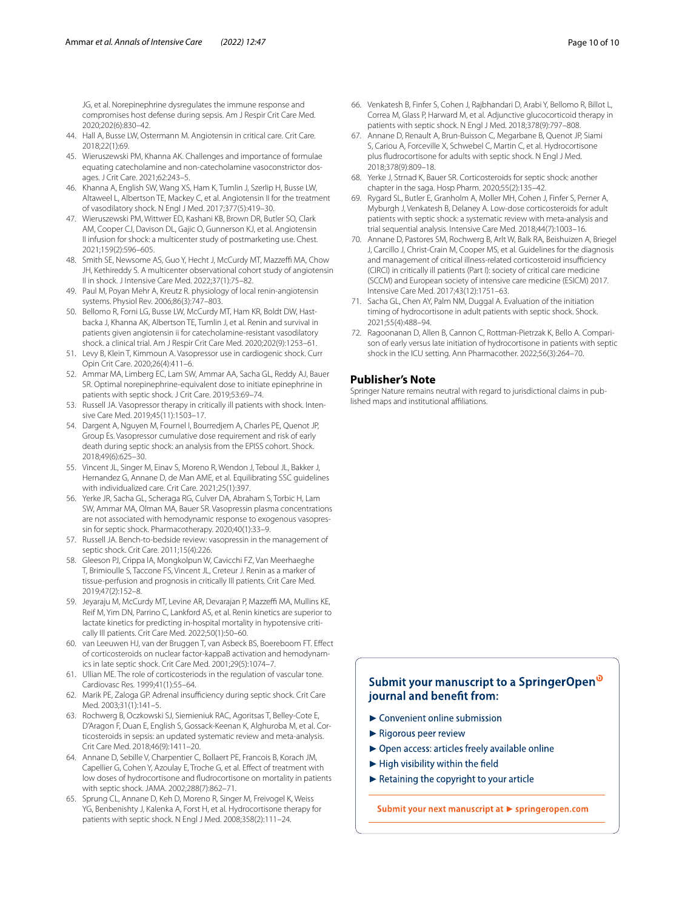JG, et al. Norepinephrine dysregulates the immune response and compromises host defense during sepsis. Am J Respir Crit Care Med. 2020;202(6):830–42.

44. Hall A, Busse LW, Ostermann M. Angiotensin in critical care. Crit Care. 2018;22(1):69.
45. Wieruszewski PM, Khanna AK. Challenges and importance of formulae equating catecholamine and non-catecholamine vasoconstrictor dosages. J Crit Care. 2021;62:243–5.
46. Khanna A, English SW, Wang XS, Ham K, Tumlin J, Szerlip H, Busse LW, Altaweel L, Albertson TE, Mackey C, et al. Angiotensin II for the treatment of vasodilatory shock. N Engl J Med. 2017;377(5):419–30.
47. Wieruszewski PM, Wittwer ED, Kashani KB, Brown DR, Butler SO, Clark AM, Cooper CJ, Davison DL, Gajic O, Gunnerson KJ, et al. Angiotensin II infusion for shock: a multicenter study of postmarketing use. Chest. 2021;159(2):596–605.
48. Smith SE, Newsome AS, Guo Y, Hecht J, McCurdy MT, Mazzeffi MA, Chow JH, Kethireddy S. A multicenter observational cohort study of angiotensin II in shock. J Intensive Care Med. 2022;37(1):75–82.
49. Paul M, Poyan Mehr A, Kreutz R. physiology of local renin-angiotensin systems. Physiol Rev. 2006;86(3):747–803.
50. Bellomo R, Forni LG, Busse LW, McCurdy MT, Ham KR, Boldt DW, Hastbacka J, Khanna AK, Albertson TE, Tumlin J, et al. Renin and survival in patients given angiotensin ii for catecholamine-resistant vasodilatory shock. a clinical trial. Am J Respir Crit Care Med. 2020;202(9):1253–61.
51. Levy B, Klein T, Kimmoun A. Vasopressor use in cardiogenic shock. Curr Opin Crit Care. 2020;26(4):411–6.
52. Ammar MA, Limberg EC, Lam SW, Ammar AA, Sacha GL, Reddy AJ, Bauer SR. Optimal norepinephrine-equivalent dose to initiate epinephrine in patients with septic shock. J Crit Care. 2019;53:69–74.
53. Russell JA. Vasopressor therapy in critically ill patients with shock. Intensive Care Med. 2019;45(11):1503–17.
54. Dargent A, Nguyen M, Fournel I, Bourredjem A, Charles PE, Quenot JP, Group Es. Vasopressor cumulative dose requirement and risk of early death during septic shock: an analysis from the EPISS cohort. Shock. 2018;49(6):625–30.
55. Vincent JL, Singer M, Einav S, Moreno R, Wendon J, Teboul JL, Bakker J, Hernandez G, Annane D, de Man AME, et al. Equilibrating SSC guidelines with individualized care. Crit Care. 2021;25(1):397.
56. Yerke JR, Sacha GL, Scheraga RG, Culver DA, Abraham S, Torbic H, Lam SW, Ammar MA, Olman MA, Bauer SR. Vasopressin plasma concentrations are not associated with hemodynamic response to exogenous vasopressin for septic shock. Pharmacotherapy. 2020;40(1):33–9.
57. Russell JA. Bench-to-bedside review: vasopressin in the management of septic shock. Crit Care. 2011;15(4):226.
58. Gleeson PJ, Crippa IA, Mongkolpun W, Cavicchi FZ, Van Meerhaeghe T, Brimioulle S, Taccone FS, Vincent JL, Creteur J. Renin as a marker of tissue-perfusion and prognosis in critically Ill patients. Crit Care Med. 2019;47(2):152–8.
59. Jeyaraju M, McCurdy MT, Levine AR, Devarajan P, Mazzeffi MA, Mullins KE, Reif M, Yim DN, Parrino C, Lankford AS, et al. Renin kinetics are superior to lactate kinetics for predicting in-hospital mortality in hypotensive critically Ill patients. Crit Care Med. 2022;50(1):50–60.
60. van Leeuwen HJ, van der Bruggen T, van Asbeck BS, Boereboom FT. Effect of corticosteroids on nuclear factor-kappaB activation and hemodynamics in late septic shock. Crit Care Med. 2001;29(5):1074–7.
61. Ullian ME. The role of corticosteriods in the regulation of vascular tone. Cardiovasc Res. 1999;41(1):55–64.
62. Marik PE, Zaloga GP. Adrenal insufficiency during septic shock. Crit Care Med. 2003;31(1):141–5.
63. Rochwerg B, Oczkowski SJ, Siemieniuk RAC, Agoritsas T, Belley-Cote E, D'Aragon F, Duan E, English S, Gossack-Keenan K, Alghuroba M, et al. Corticosteroids in sepsis: an updated systematic review and meta-analysis. Crit Care Med. 2018;46(9):1411–20.
64. Annane D, Sebille V, Charpentier C, Bollaert PE, Francois B, Korach JM, Capellier G, Cohen Y, Azoulay E, Troche G, et al. Effect of treatment with low doses of hydrocortisone and fludrocortisone on mortality in patients with septic shock. JAMA. 2002;288(7):862–71.
65. Sprung CL, Annane D, Keh D, Moreno R, Singer M, Freivogel K, Weiss YG, Benbenishty J, Kalenka A, Forst H, et al. Hydrocortisone therapy for patients with septic shock. N Engl J Med. 2008;358(2):111–24.
66. Venkatesh B, Finfer S, Cohen J, Rajbhandari D, Arabi Y, Bellomo R, Billot L, Correa M, Glass P, Harward M, et al. Adjunctive glucocorticoid therapy in patients with septic shock. N Engl J Med. 2018;378(9):797–808.
67. Annane D, Renault A, Brun-Buisson C, Megarbane B, Quenot JP, Siami S, Cariou A, Forceville X, Schwebel C, Martin C, et al. Hydrocortisone plus fludrocortisone for adults with septic shock. N Engl J Med. 2018;378(9):809–18.
68. Yerke J, Strnad K, Bauer SR. Corticosteroids for septic shock: another chapter in the saga. Hosp Pharm. 2020;55(2):135–42.
69. Rygard SL, Butler E, Granholm A, Moller MH, Cohen J, Finfer S, Perner A, Myburgh J, Venkatesh B, Delaney A. Low-dose corticosteroids for adult patients with septic shock: a systematic review with meta-analysis and trial sequential analysis. Intensive Care Med. 2018;44(7):1003–16.
70. Annane D, Pastores SM, Rochwerg B, Arlt W, Balk RA, Beishuizen A, Briegel J, Carcillo J, Christ-Crain M, Cooper MS, et al. Guidelines for the diagnosis and management of critical illness-related corticosteroid insufficiency (CIRCI) in critically ill patients (Part I): society of critical care medicine (SCCM) and European society of intensive care medicine (ESICM) 2017. Intensive Care Med. 2017;43(12):1751–63.
71. Sacha GL, Chen AY, Palm NM, Duggal A. Evaluation of the initiation timing of hydrocortisone in adult patients with septic shock. Shock. 2021;55(4):488–94.
72. Ragoonanan D, Allen B, Cannon C, Rottman-Pietrzak K, Bello A. Comparison of early versus late initiation of hydrocortisone in patients with septic shock in the ICU setting. Ann Pharmacother. 2022;56(3):264–70.

## Publisher's Note

Springer Nature remains neutral with regard to jurisdictional claims in published maps and institutional affiliations.

**Submit your manuscript to a SpringerOpen journal and benefit from:**

- ► Convenient online submission
- ► Rigorous peer review
- ► Open access: articles freely available online
- ► High visibility within the field
- ► Retaining the copyright to your article

**Submit your next manuscript at ► springeropen.com**